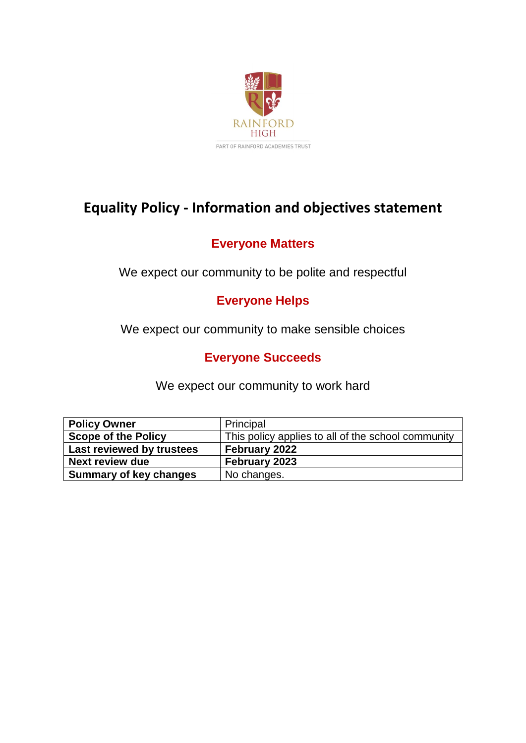RAINFORD HIGH

PART OF RAINFORD ACADEMIES TRUST

# Equality Policy - Information and objectives statement

## Everyone Matters

We expect our community to be polite and respectful

## Everyone Helps

We expect our community to make sensible choices

## Everyone Succeeds

We expect our community to work hard

| | |
|---|---|
| **Policy Owner** | Principal |
| **Scope of the Policy** | This policy applies to all of the school community |
| **Last reviewed by trustees** | **February 2022** |
| **Next review due** | **February 2023** |
| **Summary of key changes** | No changes. |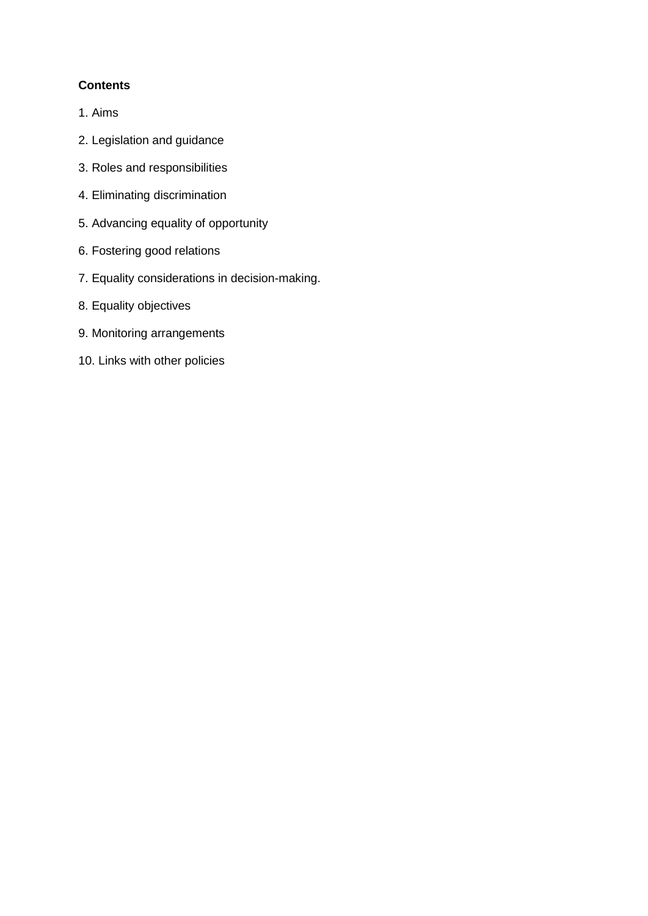**Contents**

1. Aims

2. Legislation and guidance

3. Roles and responsibilities

4. Eliminating discrimination

5. Advancing equality of opportunity

6. Fostering good relations

7. Equality considerations in decision-making.

8. Equality objectives

9. Monitoring arrangements

10. Links with other policies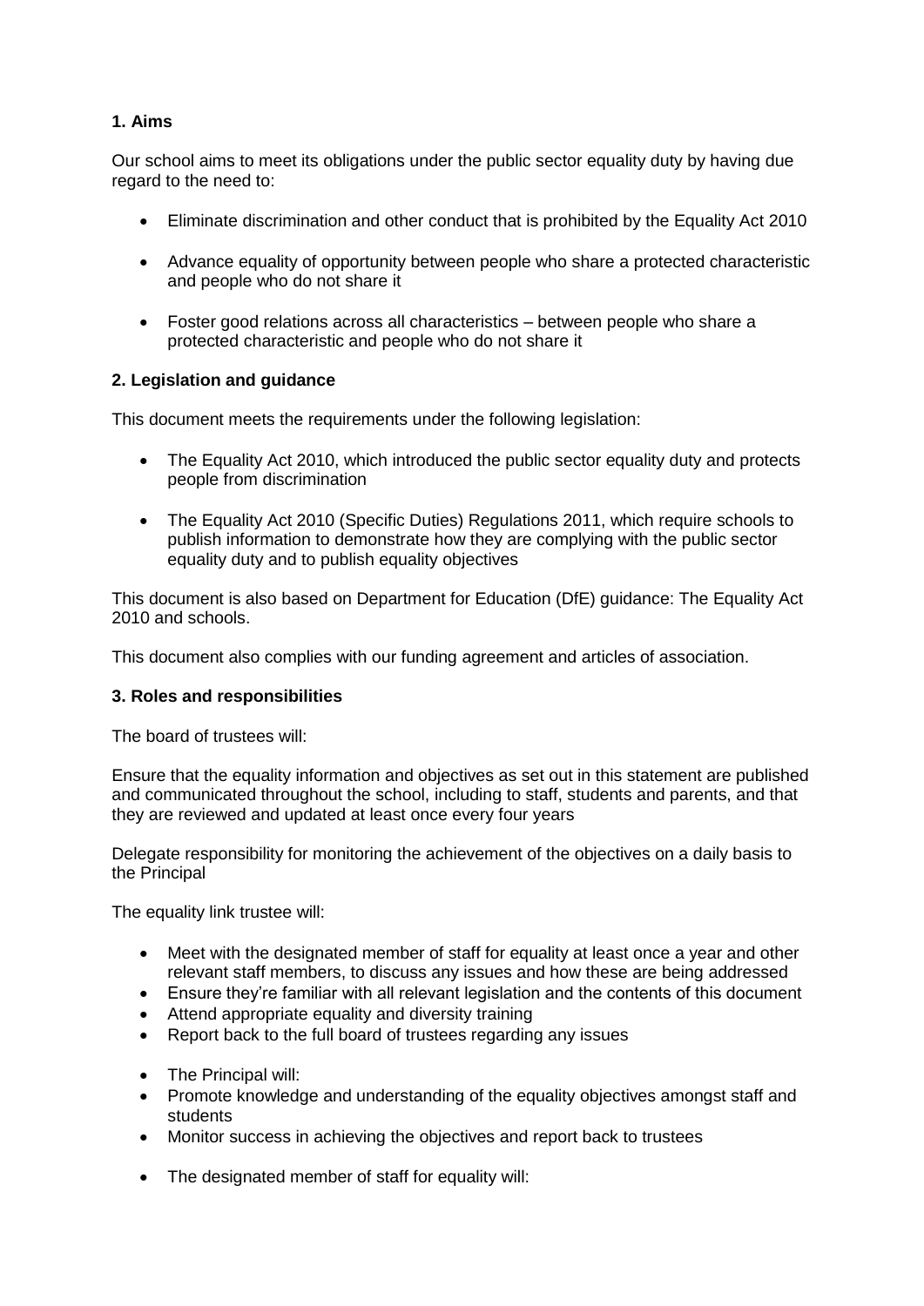**1. Aims**

Our school aims to meet its obligations under the public sector equality duty by having due regard to the need to:

- Eliminate discrimination and other conduct that is prohibited by the Equality Act 2010
- Advance equality of opportunity between people who share a protected characteristic and people who do not share it
- Foster good relations across all characteristics – between people who share a protected characteristic and people who do not share it

**2. Legislation and guidance**

This document meets the requirements under the following legislation:

- The Equality Act 2010, which introduced the public sector equality duty and protects people from discrimination
- The Equality Act 2010 (Specific Duties) Regulations 2011, which require schools to publish information to demonstrate how they are complying with the public sector equality duty and to publish equality objectives

This document is also based on Department for Education (DfE) guidance: The Equality Act 2010 and schools.

This document also complies with our funding agreement and articles of association.

**3. Roles and responsibilities**

The board of trustees will:

Ensure that the equality information and objectives as set out in this statement are published and communicated throughout the school, including to staff, students and parents, and that they are reviewed and updated at least once every four years

Delegate responsibility for monitoring the achievement of the objectives on a daily basis to the Principal

The equality link trustee will:

- Meet with the designated member of staff for equality at least once a year and other relevant staff members, to discuss any issues and how these are being addressed
- Ensure they're familiar with all relevant legislation and the contents of this document
- Attend appropriate equality and diversity training
- Report back to the full board of trustees regarding any issues

- The Principal will:
- Promote knowledge and understanding of the equality objectives amongst staff and students
- Monitor success in achieving the objectives and report back to trustees

- The designated member of staff for equality will: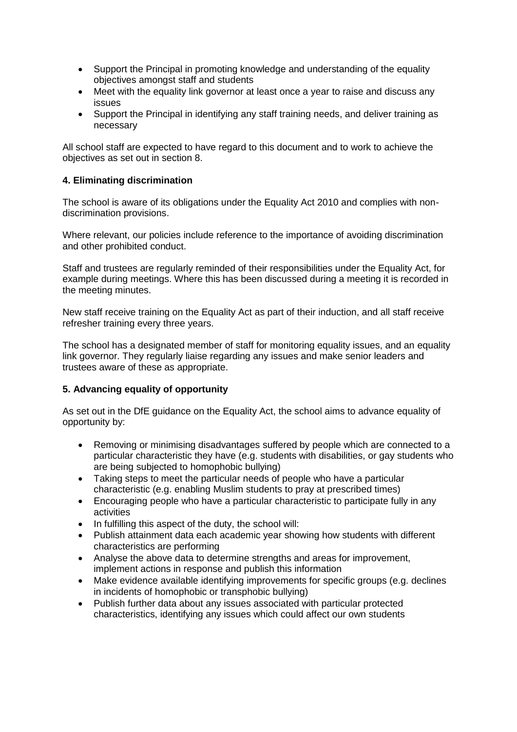- Support the Principal in promoting knowledge and understanding of the equality objectives amongst staff and students
- Meet with the equality link governor at least once a year to raise and discuss any issues
- Support the Principal in identifying any staff training needs, and deliver training as necessary

All school staff are expected to have regard to this document and to work to achieve the objectives as set out in section 8.

**4. Eliminating discrimination**

The school is aware of its obligations under the Equality Act 2010 and complies with non-discrimination provisions.

Where relevant, our policies include reference to the importance of avoiding discrimination and other prohibited conduct.

Staff and trustees are regularly reminded of their responsibilities under the Equality Act, for example during meetings. Where this has been discussed during a meeting it is recorded in the meeting minutes.

New staff receive training on the Equality Act as part of their induction, and all staff receive refresher training every three years.

The school has a designated member of staff for monitoring equality issues, and an equality link governor. They regularly liaise regarding any issues and make senior leaders and trustees aware of these as appropriate.

**5. Advancing equality of opportunity**

As set out in the DfE guidance on the Equality Act, the school aims to advance equality of opportunity by:

- Removing or minimising disadvantages suffered by people which are connected to a particular characteristic they have (e.g. students with disabilities, or gay students who are being subjected to homophobic bullying)
- Taking steps to meet the particular needs of people who have a particular characteristic (e.g. enabling Muslim students to pray at prescribed times)
- Encouraging people who have a particular characteristic to participate fully in any activities
- In fulfilling this aspect of the duty, the school will:
- Publish attainment data each academic year showing how students with different characteristics are performing
- Analyse the above data to determine strengths and areas for improvement, implement actions in response and publish this information
- Make evidence available identifying improvements for specific groups (e.g. declines in incidents of homophobic or transphobic bullying)
- Publish further data about any issues associated with particular protected characteristics, identifying any issues which could affect our own students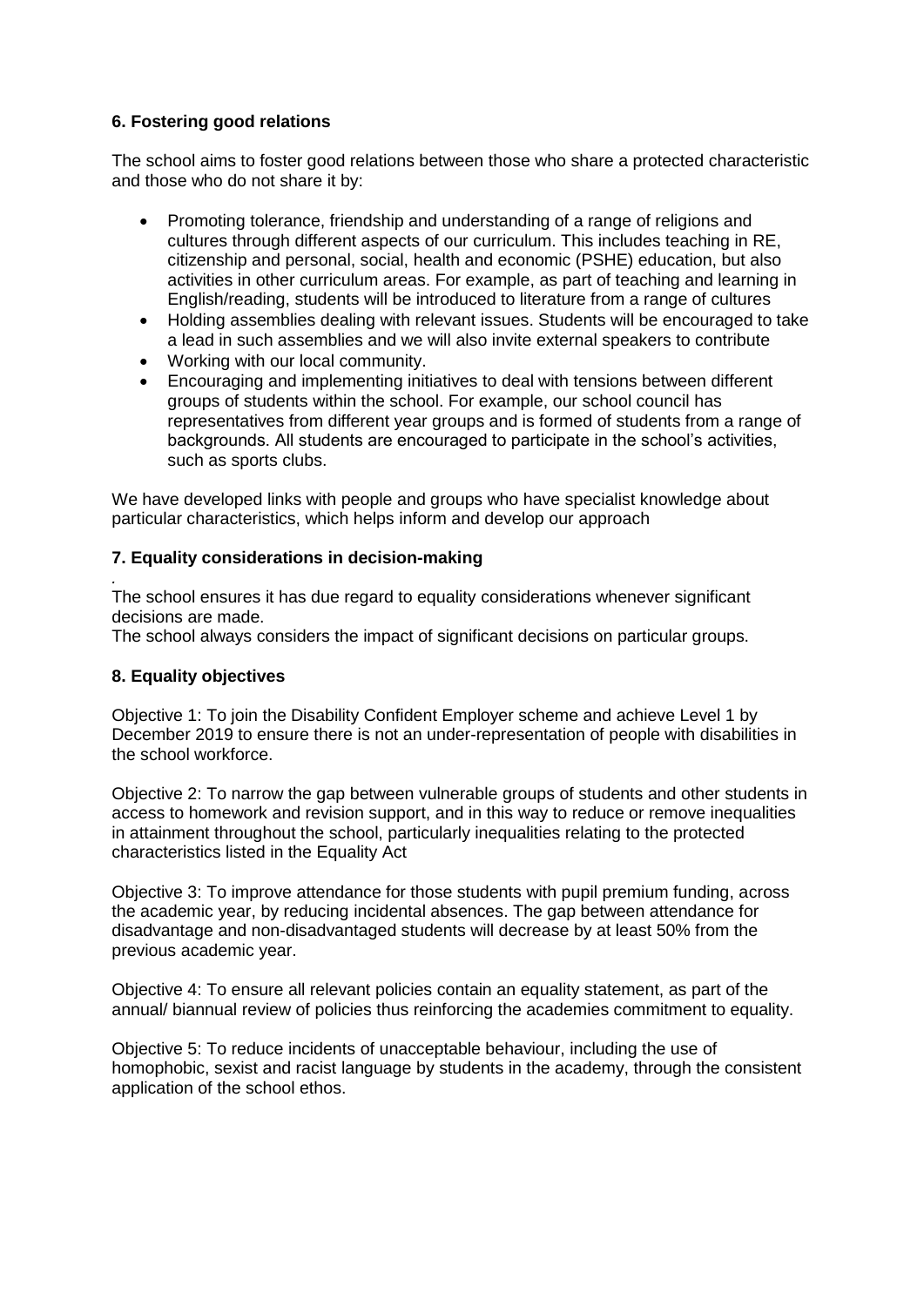### 6. Fostering good relations

The school aims to foster good relations between those who share a protected characteristic and those who do not share it by:

- Promoting tolerance, friendship and understanding of a range of religions and cultures through different aspects of our curriculum. This includes teaching in RE, citizenship and personal, social, health and economic (PSHE) education, but also activities in other curriculum areas. For example, as part of teaching and learning in English/reading, students will be introduced to literature from a range of cultures
- Holding assemblies dealing with relevant issues. Students will be encouraged to take a lead in such assemblies and we will also invite external speakers to contribute
- Working with our local community.
- Encouraging and implementing initiatives to deal with tensions between different groups of students within the school. For example, our school council has representatives from different year groups and is formed of students from a range of backgrounds. All students are encouraged to participate in the school's activities, such as sports clubs.

We have developed links with people and groups who have specialist knowledge about particular characteristics, which helps inform and develop our approach

### 7. Equality considerations in decision-making

.
The school ensures it has due regard to equality considerations whenever significant decisions are made.
The school always considers the impact of significant decisions on particular groups.

### 8. Equality objectives

Objective 1: To join the Disability Confident Employer scheme and achieve Level 1 by December 2019 to ensure there is not an under-representation of people with disabilities in the school workforce.

Objective 2: To narrow the gap between vulnerable groups of students and other students in access to homework and revision support, and in this way to reduce or remove inequalities in attainment throughout the school, particularly inequalities relating to the protected characteristics listed in the Equality Act

Objective 3: To improve attendance for those students with pupil premium funding, across the academic year, by reducing incidental absences. The gap between attendance for disadvantage and non-disadvantaged students will decrease by at least 50% from the previous academic year.

Objective 4: To ensure all relevant policies contain an equality statement, as part of the annual/ biannual review of policies thus reinforcing the academies commitment to equality.

Objective 5: To reduce incidents of unacceptable behaviour, including the use of homophobic, sexist and racist language by students in the academy, through the consistent application of the school ethos.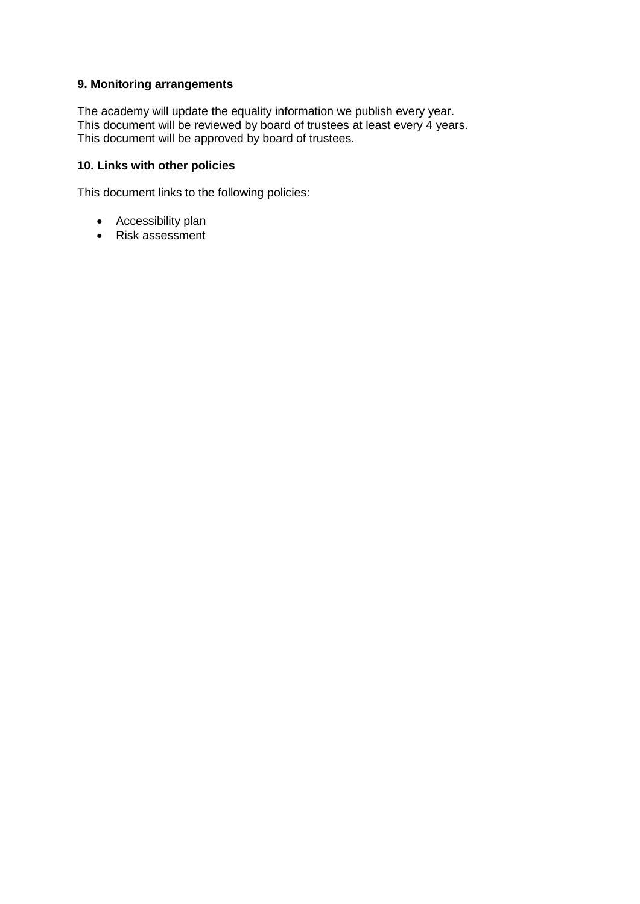### 9. Monitoring arrangements

The academy will update the equality information we publish every year.
This document will be reviewed by board of trustees at least every 4 years.
This document will be approved by board of trustees.

### 10. Links with other policies

This document links to the following policies:

- Accessibility plan
- Risk assessment